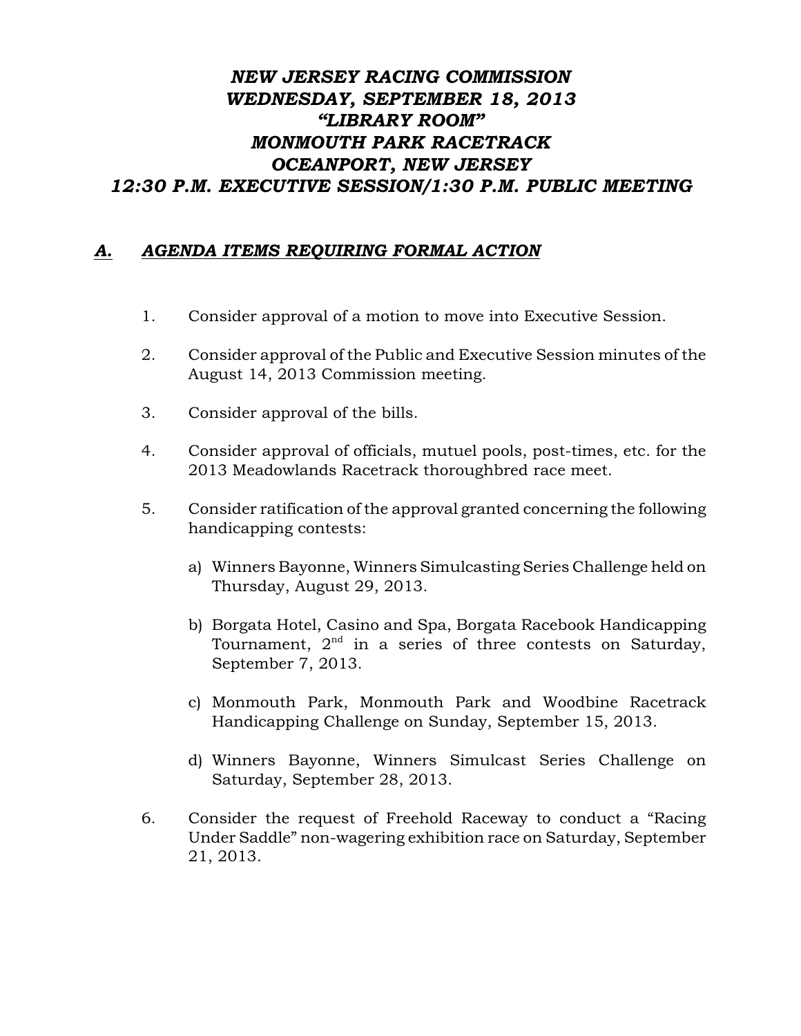# *NEW JERSEY RACING COMMISSION*
# *WEDNESDAY, SEPTEMBER 18, 2013*
# *"LIBRARY ROOM"*
# *MONMOUTH PARK RACETRACK*
# *OCEANPORT, NEW JERSEY*
# *12:30 P.M. EXECUTIVE SESSION/1:30 P.M. PUBLIC MEETING*

## ***A. AGENDA ITEMS REQUIRING FORMAL ACTION***

1. Consider approval of a motion to move into Executive Session.

2. Consider approval of the Public and Executive Session minutes of the August 14, 2013 Commission meeting.

3. Consider approval of the bills.

4. Consider approval of officials, mutuel pools, post-times, etc. for the 2013 Meadowlands Racetrack thoroughbred race meet.

5. Consider ratification of the approval granted concerning the following handicapping contests:

   a) Winners Bayonne, Winners Simulcasting Series Challenge held on Thursday, August 29, 2013.

   b) Borgata Hotel, Casino and Spa, Borgata Racebook Handicapping Tournament, 2nd in a series of three contests on Saturday, September 7, 2013.

   c) Monmouth Park, Monmouth Park and Woodbine Racetrack Handicapping Challenge on Sunday, September 15, 2013.

   d) Winners Bayonne, Winners Simulcast Series Challenge on Saturday, September 28, 2013.

6. Consider the request of Freehold Raceway to conduct a "Racing Under Saddle" non-wagering exhibition race on Saturday, September 21, 2013.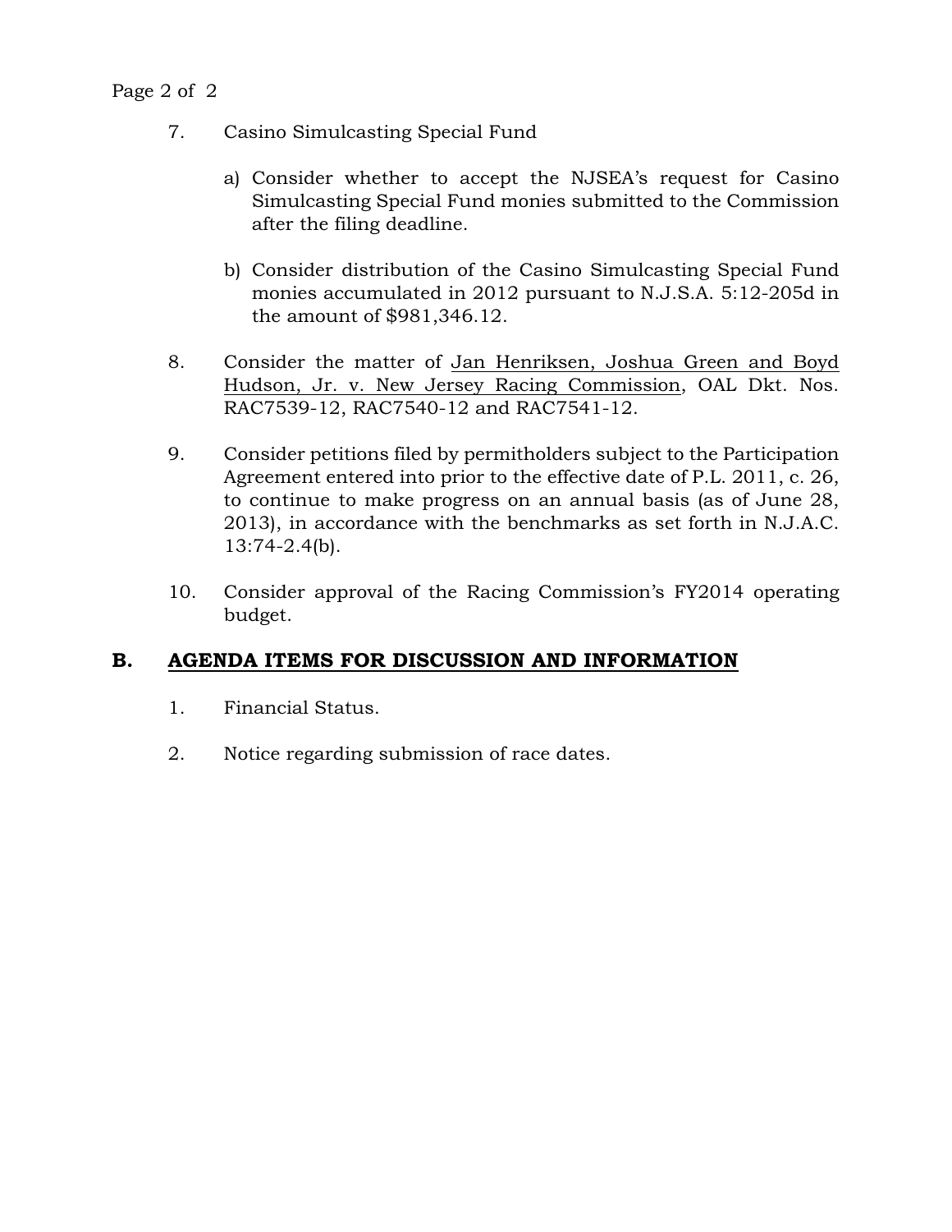7. Casino Simulcasting Special Fund

   a) Consider whether to accept the NJSEA's request for Casino Simulcasting Special Fund monies submitted to the Commission after the filing deadline.

   b) Consider distribution of the Casino Simulcasting Special Fund monies accumulated in 2012 pursuant to N.J.S.A. 5:12-205d in the amount of $981,346.12.

8. Consider the matter of <u>Jan Henriksen, Joshua Green and Boyd Hudson, Jr. v. New Jersey Racing Commission</u>, OAL Dkt. Nos. RAC7539-12, RAC7540-12 and RAC7541-12.

9. Consider petitions filed by permitholders subject to the Participation Agreement entered into prior to the effective date of P.L. 2011, c. 26, to continue to make progress on an annual basis (as of June 28, 2013), in accordance with the benchmarks as set forth in N.J.A.C. 13:74-2.4(b).

10. Consider approval of the Racing Commission's FY2014 operating budget.

## B. <u>AGENDA ITEMS FOR DISCUSSION AND INFORMATION</u>

1. Financial Status.

2. Notice regarding submission of race dates.